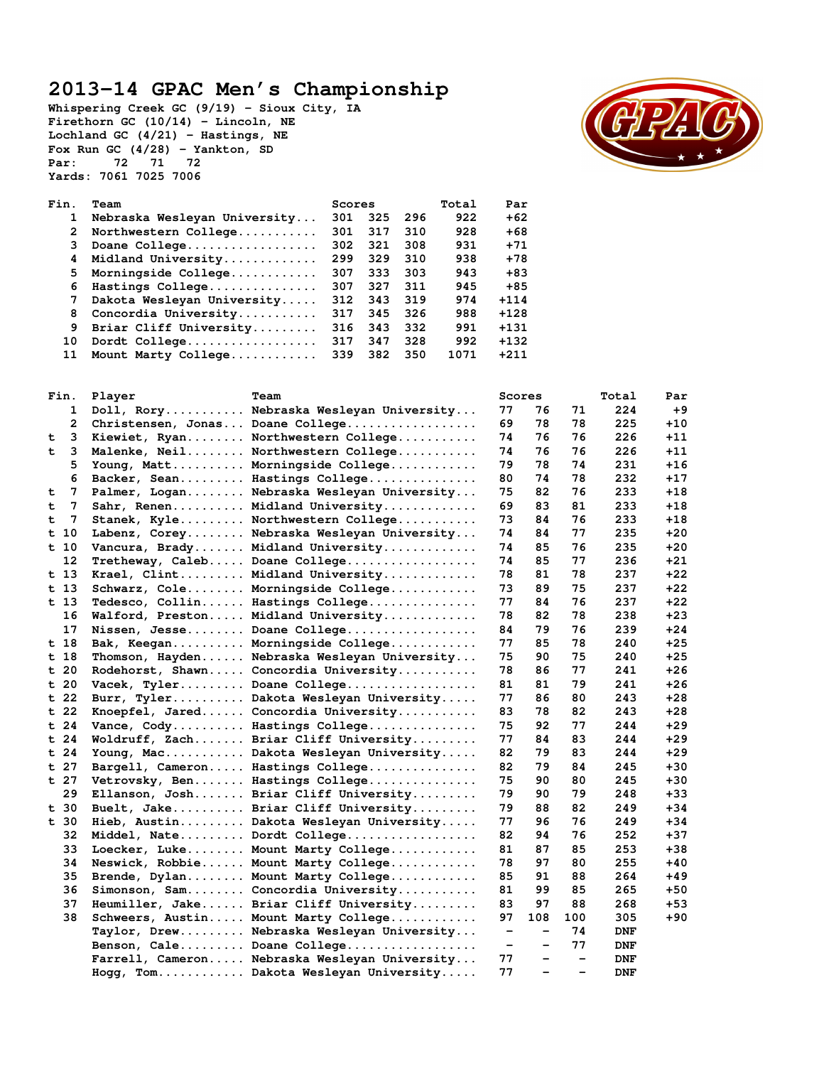# 2013-14 GPAC Men's Championship

Whispering Creek GC (9/19) - Sioux City, IA
Firethorn GC (10/14) - Lincoln, NE
Lochland GC (4/21) - Hastings, NE
Fox Run GC (4/28) - Yankton, SD
Par: 72 71 72
Yards: 7061 7025 7006

| Fin. | Team | Scores | | | Total | Par |
|---|---|---|---|---|---|---|
| 1 | Nebraska Wesleyan University | 301 | 325 | 296 | 922 | +62 |
| 2 | Northwestern College | 301 | 317 | 310 | 928 | +68 |
| 3 | Doane College | 302 | 321 | 308 | 931 | +71 |
| 4 | Midland University | 299 | 329 | 310 | 938 | +78 |
| 5 | Morningside College | 307 | 333 | 303 | 943 | +83 |
| 6 | Hastings College | 307 | 327 | 311 | 945 | +85 |
| 7 | Dakota Wesleyan University | 312 | 343 | 319 | 974 | +114 |
| 8 | Concordia University | 317 | 345 | 326 | 988 | +128 |
| 9 | Briar Cliff University | 316 | 343 | 332 | 991 | +131 |
| 10 | Dordt College | 317 | 347 | 328 | 992 | +132 |
| 11 | Mount Marty College | 339 | 382 | 350 | 1071 | +211 |

| Fin. | Player | Team | Scores | | | Total | Par |
|---|---|---|---|---|---|---|---|
| 1 | Doll, Rory | Nebraska Wesleyan University | 77 | 76 | 71 | 224 | +9 |
| 2 | Christensen, Jonas | Doane College | 69 | 78 | 78 | 225 | +10 |
| t 3 | Kiewiet, Ryan | Northwestern College | 74 | 76 | 76 | 226 | +11 |
| t 3 | Malenke, Neil | Northwestern College | 74 | 76 | 76 | 226 | +11 |
| 5 | Young, Matt | Morningside College | 79 | 78 | 74 | 231 | +16 |
| 6 | Backer, Sean | Hastings College | 80 | 74 | 78 | 232 | +17 |
| t 7 | Palmer, Logan | Nebraska Wesleyan University | 75 | 82 | 76 | 233 | +18 |
| t 7 | Sahr, Renen | Midland University | 69 | 83 | 81 | 233 | +18 |
| t 7 | Stanek, Kyle | Northwestern College | 73 | 84 | 76 | 233 | +18 |
| t 10 | Labenz, Corey | Nebraska Wesleyan University | 74 | 84 | 77 | 235 | +20 |
| t 10 | Vancura, Brady | Midland University | 74 | 85 | 76 | 235 | +20 |
| 12 | Tretheway, Caleb | Doane College | 74 | 85 | 77 | 236 | +21 |
| t 13 | Krael, Clint | Midland University | 78 | 81 | 78 | 237 | +22 |
| t 13 | Schwarz, Cole | Morningside College | 73 | 89 | 75 | 237 | +22 |
| t 13 | Tedesco, Collin | Hastings College | 77 | 84 | 76 | 237 | +22 |
| 16 | Walford, Preston | Midland University | 78 | 82 | 78 | 238 | +23 |
| 17 | Nissen, Jesse | Doane College | 84 | 79 | 76 | 239 | +24 |
| t 18 | Bak, Keegan | Morningside College | 77 | 85 | 78 | 240 | +25 |
| t 18 | Thomson, Hayden | Nebraska Wesleyan University | 75 | 90 | 75 | 240 | +25 |
| t 20 | Rodehorst, Shawn | Concordia University | 78 | 86 | 77 | 241 | +26 |
| t 20 | Vacek, Tyler | Doane College | 81 | 81 | 79 | 241 | +26 |
| t 22 | Burr, Tyler | Dakota Wesleyan University | 77 | 86 | 80 | 243 | +28 |
| t 22 | Knoepfel, Jared | Concordia University | 83 | 78 | 82 | 243 | +28 |
| t 24 | Vance, Cody | Hastings College | 75 | 92 | 77 | 244 | +29 |
| t 24 | Woldruff, Zach | Briar Cliff University | 77 | 84 | 83 | 244 | +29 |
| t 24 | Young, Mac | Dakota Wesleyan University | 82 | 79 | 83 | 244 | +29 |
| t 27 | Bargell, Cameron | Hastings College | 82 | 79 | 84 | 245 | +30 |
| t 27 | Vetrovsky, Ben | Hastings College | 75 | 90 | 80 | 245 | +30 |
| 29 | Ellanson, Josh | Briar Cliff University | 79 | 90 | 79 | 248 | +33 |
| t 30 | Buelt, Jake | Briar Cliff University | 79 | 88 | 82 | 249 | +34 |
| t 30 | Hieb, Austin | Dakota Wesleyan University | 77 | 96 | 76 | 249 | +34 |
| 32 | Middel, Nate | Dordt College | 82 | 94 | 76 | 252 | +37 |
| 33 | Loecker, Luke | Mount Marty College | 81 | 87 | 85 | 253 | +38 |
| 34 | Neswick, Robbie | Mount Marty College | 78 | 97 | 80 | 255 | +40 |
| 35 | Brende, Dylan | Mount Marty College | 85 | 91 | 88 | 264 | +49 |
| 36 | Simonson, Sam | Concordia University | 81 | 99 | 85 | 265 | +50 |
| 37 | Heumiller, Jake | Briar Cliff University | 83 | 97 | 88 | 268 | +53 |
| 38 | Schweers, Austin | Mount Marty College | 97 | 108 | 100 | 305 | +90 |
| | Taylor, Drew | Nebraska Wesleyan University | - | - | 74 | DNF | |
| | Benson, Cale | Doane College | - | - | 77 | DNF | |
| | Farrell, Cameron | Nebraska Wesleyan University | 77 | - | - | DNF | |
| | Hogg, Tom | Dakota Wesleyan University | 77 | - | - | DNF | |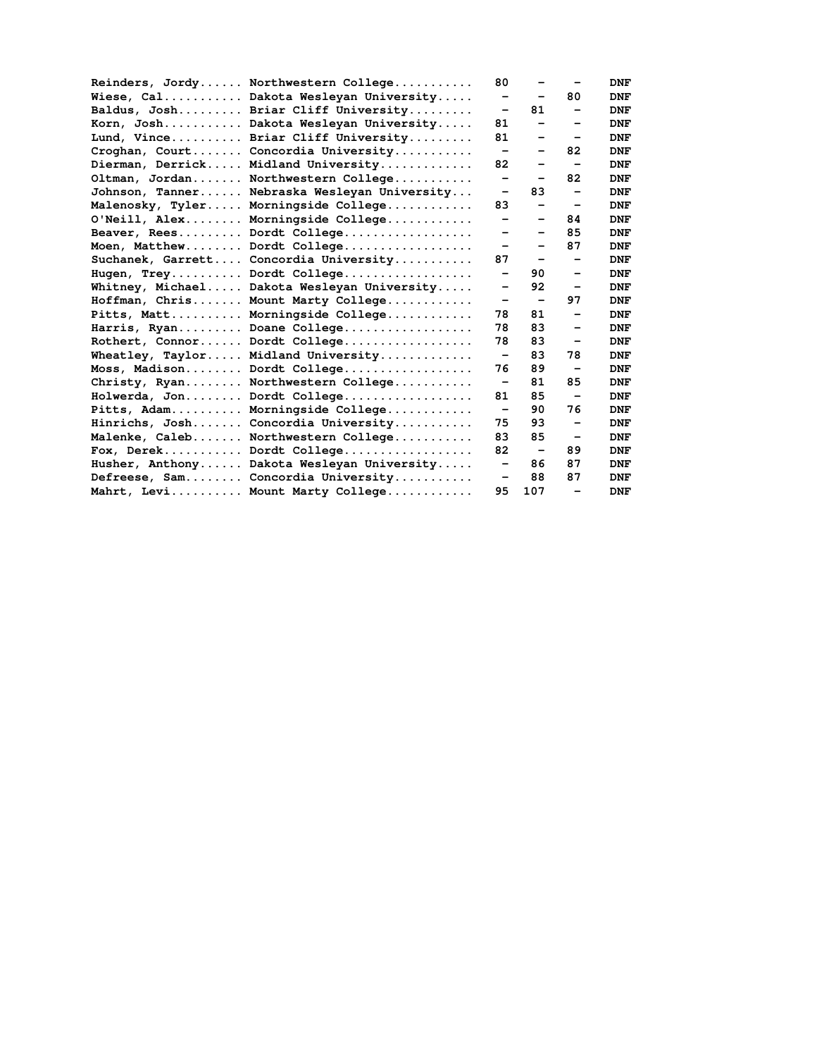| | | | | | |
|---|---|---|---|---|---|
| Reinders, Jordy...... | Northwestern College........... | 80 | – | – | DNF |
| Wiese, Cal........... | Dakota Wesleyan University..... | – | – | 80 | DNF |
| Baldus, Josh......... | Briar Cliff University......... | – | 81 | – | DNF |
| Korn, Josh........... | Dakota Wesleyan University..... | 81 | – | – | DNF |
| Lund, Vince.......... | Briar Cliff University......... | 81 | – | – | DNF |
| Croghan, Court....... | Concordia University........... | – | – | 82 | DNF |
| Dierman, Derrick..... | Midland University............. | 82 | – | – | DNF |
| Oltman, Jordan....... | Northwestern College........... | – | – | 82 | DNF |
| Johnson, Tanner...... | Nebraska Wesleyan University... | – | 83 | – | DNF |
| Malenosky, Tyler..... | Morningside College............ | 83 | – | – | DNF |
| O'Neill, Alex........ | Morningside College............ | – | – | 84 | DNF |
| Beaver, Rees......... | Dordt College.................. | – | – | 85 | DNF |
| Moen, Matthew........ | Dordt College.................. | – | – | 87 | DNF |
| Suchanek, Garrett.... | Concordia University........... | 87 | – | – | DNF |
| Hugen, Trey.......... | Dordt College.................. | – | 90 | – | DNF |
| Whitney, Michael..... | Dakota Wesleyan University..... | – | 92 | – | DNF |
| Hoffman, Chris....... | Mount Marty College............ | – | – | 97 | DNF |
| Pitts, Matt.......... | Morningside College............ | 78 | 81 | – | DNF |
| Harris, Ryan......... | Doane College.................. | 78 | 83 | – | DNF |
| Rothert, Connor...... | Dordt College.................. | 78 | 83 | – | DNF |
| Wheatley, Taylor..... | Midland University............. | – | 83 | 78 | DNF |
| Moss, Madison........ | Dordt College.................. | 76 | 89 | – | DNF |
| Christy, Ryan........ | Northwestern College........... | – | 81 | 85 | DNF |
| Holwerda, Jon........ | Dordt College.................. | 81 | 85 | – | DNF |
| Pitts, Adam.......... | Morningside College............ | – | 90 | 76 | DNF |
| Hinrichs, Josh....... | Concordia University........... | 75 | 93 | – | DNF |
| Malenke, Caleb....... | Northwestern College........... | 83 | 85 | – | DNF |
| Fox, Derek........... | Dordt College.................. | 82 | – | 89 | DNF |
| Husher, Anthony...... | Dakota Wesleyan University..... | – | 86 | 87 | DNF |
| Defreese, Sam........ | Concordia University........... | – | 88 | 87 | DNF |
| Mahrt, Levi.......... | Mount Marty College............ | 95 | 107 | – | DNF |